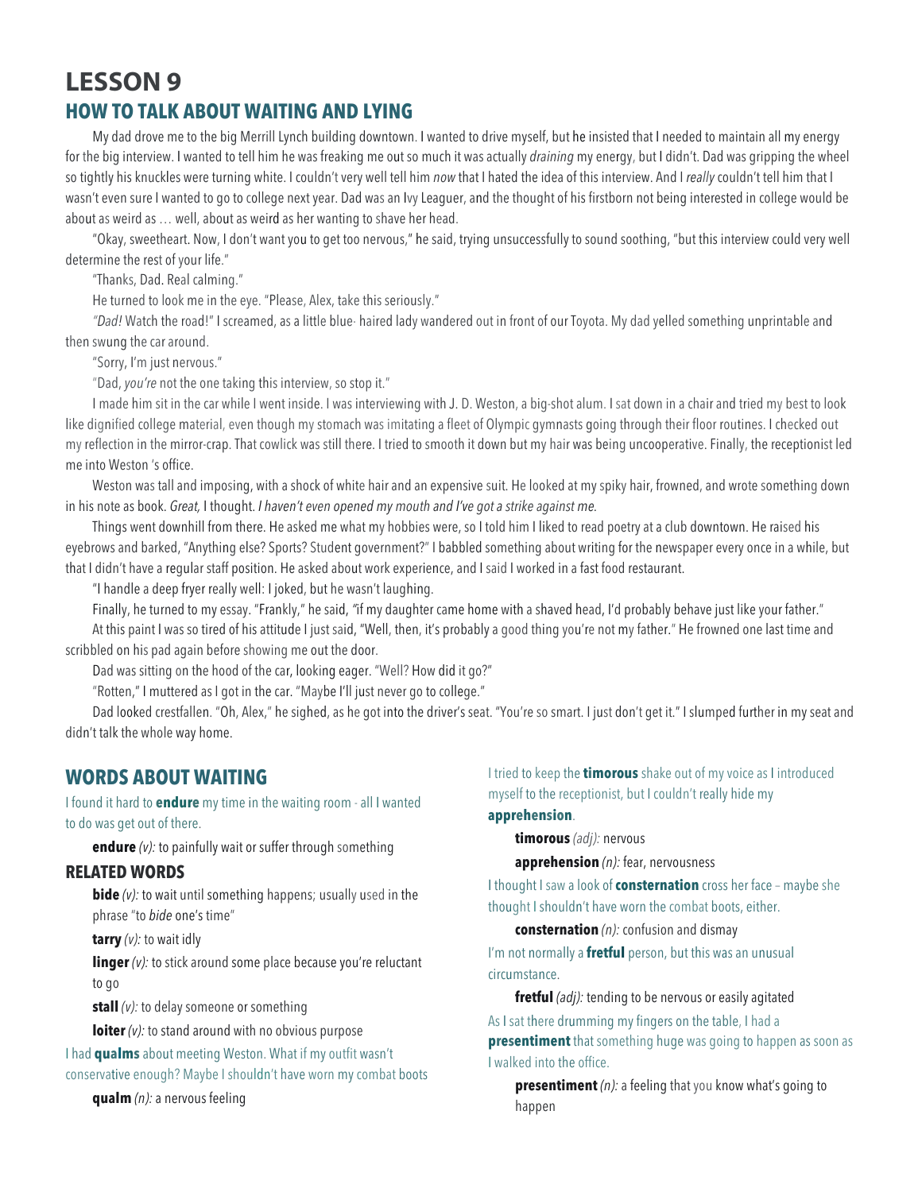# LESSON 9

## HOW TO TALK ABOUT WAITING AND LYING

My dad drove me to the big Merrill Lynch building downtown. I wanted to drive myself, but he insisted that I needed to maintain all my energy for the big interview. I wanted to tell him he was freaking me out so much it was actually *draining* my energy, but I didn't. Dad was gripping the wheel so tightly his knuckles were turning white. I couldn't very well tell him *now* that I hated the idea of this interview. And I *really* couldn't tell him that I wasn't even sure I wanted to go to college next year. Dad was an Ivy Leaguer, and the thought of his firstborn not being interested in college would be about as weird as … well, about as weird as her wanting to shave her head.

"Okay, sweetheart. Now, I don't want you to get too nervous," he said, trying unsuccessfully to sound soothing, "but this interview could very well determine the rest of your life."

"Thanks, Dad. Real calming."

He turned to look me in the eye. "Please, Alex, take this seriously."

*"Dad!* Watch the road!" I screamed, as a little blue- haired lady wandered out in front of our Toyota. My dad yelled something unprintable and then swung the car around.

"Sorry, I'm just nervous."

"Dad, *you're* not the one taking this interview, so stop it."

I made him sit in the car while I went inside. I was interviewing with J. D. Weston, a big-shot alum. I sat down in a chair and tried my best to look like dignified college material, even though my stomach was imitating a fleet of Olympic gymnasts going through their floor routines. I checked out my reflection in the mirror-crap. That cowlick was still there. I tried to smooth it down but my hair was being uncooperative. Finally, the receptionist led me into Weston 's office.

Weston was tall and imposing, with a shock of white hair and an expensive suit. He looked at my spiky hair, frowned, and wrote something down in his note as book. *Great,* I thought. *I haven't even opened my mouth and I've got a strike against me.*

Things went downhill from there. He asked me what my hobbies were, so I told him I liked to read poetry at a club downtown. He raised his eyebrows and barked, "Anything else? Sports? Student government?" I babbled something about writing for the newspaper every once in a while, but that I didn't have a regular staff position. He asked about work experience, and I said I worked in a fast food restaurant.

"I handle a deep fryer really well: I joked, but he wasn't laughing.

Finally, he turned to my essay. "Frankly," he said, "if my daughter came home with a shaved head, I'd probably behave just like your father."

At this paint I was so tired of his attitude I just said, "Well, then, it's probably a good thing you're not my father." He frowned one last time and scribbled on his pad again before showing me out the door.

Dad was sitting on the hood of the car, looking eager. "Well? How did it go?"

"Rotten," I muttered as I got in the car. "Maybe I'll just never go to college."

Dad looked crestfallen. "Oh, Alex," he sighed, as he got into the driver's seat. "You're so smart. I just don't get it." I slumped further in my seat and didn't talk the whole way home.

## WORDS ABOUT WAITING

I found it hard to **endure** my time in the waiting room - all I wanted to do was get out of there.

**endure** *(v):* to painfully wait or suffer through something

### RELATED WORDS

**bide** *(v):* to wait until something happens; usually used in the phrase "to *bide* one's time"

**tarry** *(v):* to wait idly

**linger** *(v):* to stick around some place because you're reluctant to go

**stall** *(v):* to delay someone or something

**loiter** *(v):* to stand around with no obvious purpose

I had **qualms** about meeting Weston. What if my outfit wasn't conservative enough? Maybe I shouldn't have worn my combat boots

**qualm** *(n):* a nervous feeling

I tried to keep the **timorous** shake out of my voice as I introduced myself to the receptionist, but I couldn't really hide my **apprehension**.

**timorous** *(adj):* nervous

**apprehension** *(n):* fear, nervousness

I thought I saw a look of **consternation** cross her face – maybe she thought I shouldn't have worn the combat boots, either.

**consternation** *(n):* confusion and dismay

I'm not normally a **fretful** person, but this was an unusual circumstance.

**fretful** *(adj):* tending to be nervous or easily agitated

As I sat there drumming my fingers on the table, I had a **presentiment** that something huge was going to happen as soon as I walked into the office.

**presentiment** *(n):* a feeling that you know what's going to happen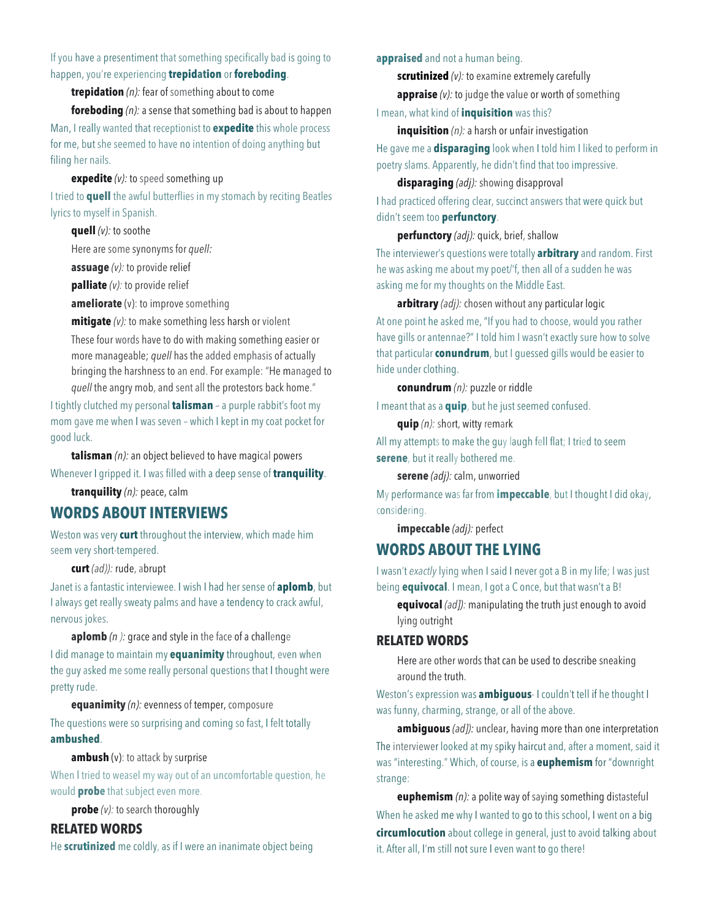If you have a presentiment that something specifically bad is going to happen, you're experiencing **trepidation** or **foreboding**.

**trepidation** *(n):* fear of something about to come

**foreboding** *(n):* a sense that something bad is about to happen

Man, I really wanted that receptionist to **expedite** this whole process for me, but she seemed to have no intention of doing anything but filing her nails.

**expedite** *(v):* to speed something up

I tried to **quell** the awful butterflies in my stomach by reciting Beatles lyrics to myself in Spanish.

**quell** *(v):* to soothe

Here are some synonyms for *quell:*

**assuage** *(v):* to provide relief

**palliate** *(v):* to provide relief

**ameliorate** (v): to improve something

**mitigate** *(v):* to make something less harsh or violent

These four words have to do with making something easier or more manageable; *quell* has the added emphasis of actually bringing the harshness to an end. For example: "He managed to *quell* the angry mob, and sent all the protestors back home."

I tightly clutched my personal **talisman** – a purple rabbit's foot my mom gave me when I was seven – which I kept in my coat pocket for good luck.

**talisman** *(n):* an object believed to have magical powers

Whenever I gripped it. I was filled with a deep sense of **tranquility**.

**tranquility** *(n):* peace, calm

## WORDS ABOUT INTERVIEWS

Weston was very **curt** throughout the interview, which made him seem very short-tempered.

**curt** *(ad)):* rude, abrupt

Janet is a fantastic interviewee. I wish I had her sense of **aplomb**, but I always get really sweaty palms and have a tendency to crack awful, nervous jokes.

**aplomb** *(n ):* grace and style in the face of a challenge

I did manage to maintain my **equanimity** throughout, even when the guy asked me some really personal questions that I thought were pretty rude.

**equanimity** *(n):* evenness of temper, composure

The questions were so surprising and coming so fast, I felt totally **ambushed**.

**ambush** (v): to attack by surprise

When I tried to weasel my way out of an uncomfortable question, he would **probe** that subject even more.

**probe** *(v):* to search thoroughly

### RELATED WORDS

He **scrutinized** me coldly, as if I were an inanimate object being **appraised** and not a human being.

**scrutinized** *(v):* to examine extremely carefully

**appraise** *(v):* to judge the value or worth of something

I mean, what kind of **inquisition** was this?

**inquisition** *(n):* a harsh or unfair investigation

He gave me a **disparaging** look when I told him I liked to perform in poetry slams. Apparently, he didn't find that too impressive.

**disparaging** *(adj):* showing disapproval

I had practiced offering clear, succinct answers that were quick but didn't seem too **perfunctory**.

**perfunctory** *(adj):* quick, brief, shallow

The interviewer's questions were totally **arbitrary** and random. First he was asking me about my poet/'f, then all of a sudden he was asking me for my thoughts on the Middle East.

**arbitrary** *(adj):* chosen without any particular logic

At one point he asked me, "If you had to choose, would you rather have gills or antennae?" I told him I wasn't exactly sure how to solve that particular **conundrum**, but I guessed gills would be easier to hide under clothing.

**conundrum** *(n):* puzzle or riddle

I meant that as a **quip**, but he just seemed confused.

**quip** *(n):* short, witty remark

All my attempts to make the guy laugh fell flat; I tried to seem **serene**, but it really bothered me.

**serene** *(adj):* calm, unworried

My performance was far from **impeccable**, but I thought I did okay, considering.

**impeccable** *(adj):* perfect

## WORDS ABOUT THE LYING

I wasn't *exactly* lying when I said I never got a B in my life; I was just being **equivocal**. I mean, I got a C once, but that wasn't a B!

**equivocal** *(ad]):* manipulating the truth just enough to avoid lying outright

### RELATED WORDS

Here are other words that can be used to describe sneaking around the truth.

Weston's expression was **ambiguous**- I couldn't tell if he thought I was funny, charming, strange, or all of the above.

**ambiguous** *(ad]):* unclear, having more than one interpretation

The interviewer looked at my spiky haircut and, after a moment, said it was "interesting." Which, of course, is a **euphemism** for "downright strange:

**euphemism** *(n):* a polite way of saying something distasteful

When he asked me why I wanted to go to this school, I went on a big **circumlocution** about college in general, just to avoid talking about it. After all, I'm still not sure I even want to go there!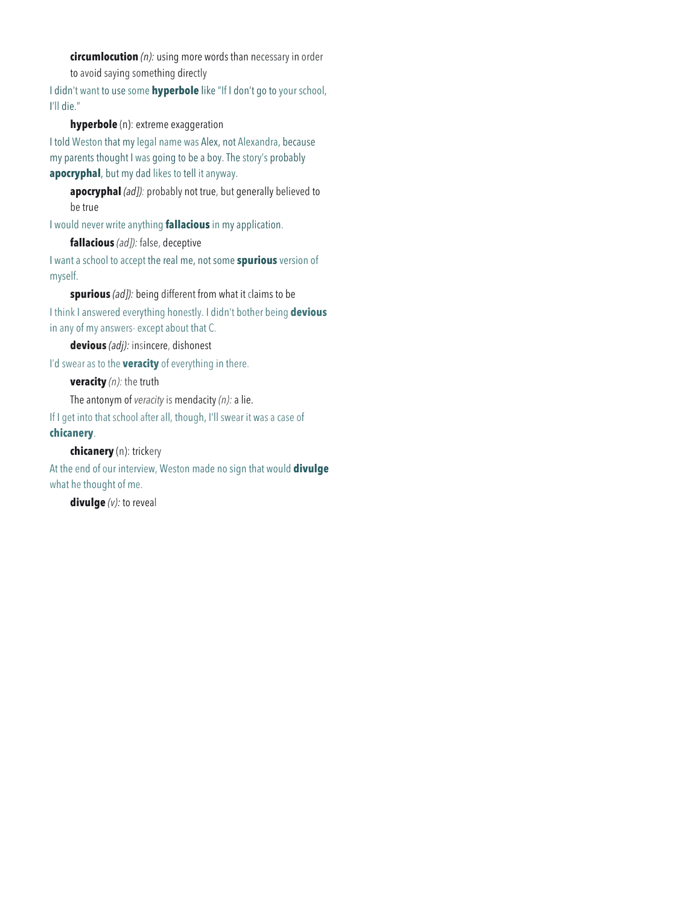**circumlocution** *(n):* using more words than necessary in order to avoid saying something directly

I didn't want to use some **hyperbole** like "If I don't go to your school, I'll die."

**hyperbole** (n): extreme exaggeration

I told Weston that my legal name was Alex, not Alexandra, because my parents thought I was going to be a boy. The story's probably **apocryphal**, but my dad likes to tell it anyway.

**apocryphal** *(adJ):* probably not true, but generally believed to be true

I would never write anything **fallacious** in my application.

**fallacious** *(adJ):* false, deceptive

I want a school to accept the real me, not some **spurious** version of myself.

**spurious** *(adJ):* being different from what it claims to be

I think I answered everything honestly. I didn't bother being **devious** in any of my answers- except about that C.

**devious** *(adj):* insincere, dishonest

I'd swear as to the **veracity** of everything in there.

**veracity** *(n):* the truth

The antonym of *veracity* is mendacity *(n):* a lie.

If I get into that school after all, though, I'll swear it was a case of **chicanery**.

**chicanery** (n): trickery

At the end of our interview, Weston made no sign that would **divulge** what he thought of me.

**divulge** *(v):* to reveal